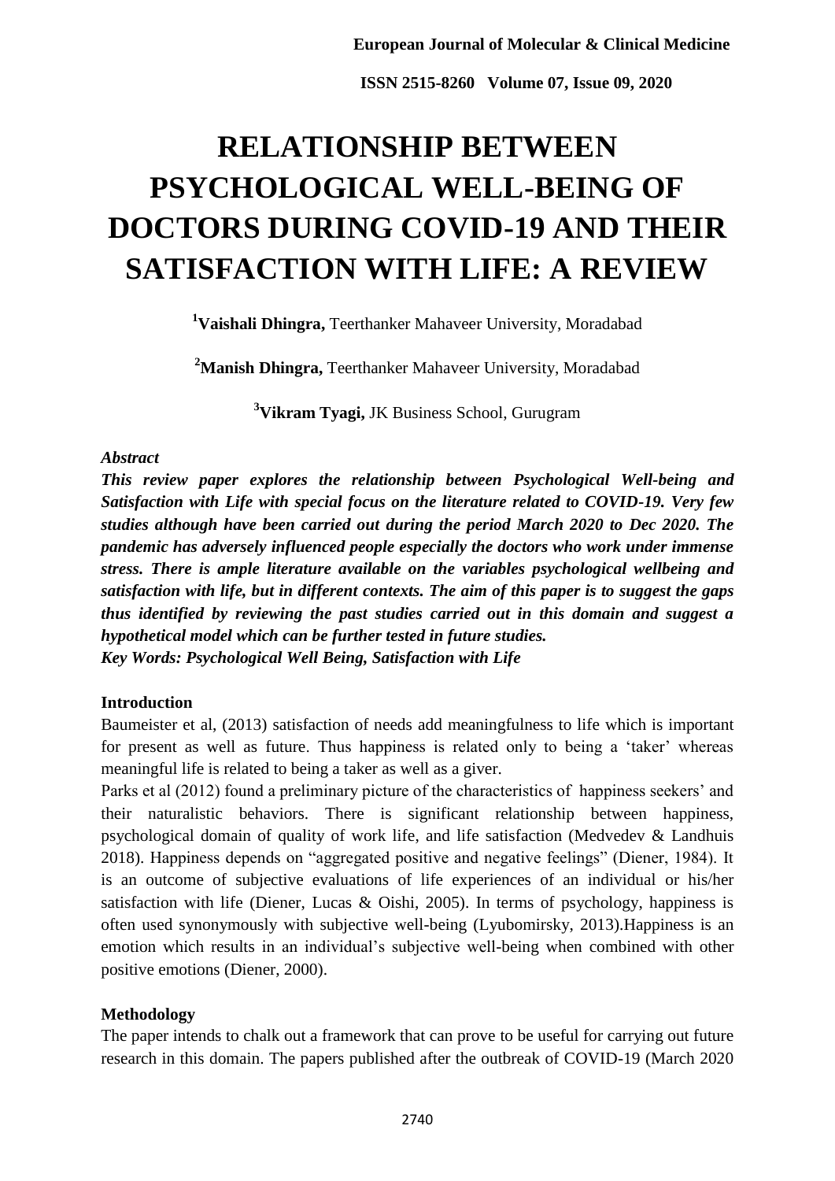# RELATIONSHIP BETWEEN PSYCHOLOGICAL WELL-BEING OF DOCTORS DURING COVID-19 AND THEIR SATISFACTION WITH LIFE: A REVIEW

[1]**Vaishali Dhingra,** Teerthanker Mahaveer University, Moradabad

[2]**Manish Dhingra,** Teerthanker Mahaveer University, Moradabad

[3]**Vikram Tyagi,** JK Business School, Gurugram

### *Abstract*

***This review paper explores the relationship between Psychological Well-being and Satisfaction with Life with special focus on the literature related to COVID-19. Very few studies although have been carried out during the period March 2020 to Dec 2020. The pandemic has adversely influenced people especially the doctors who work under immense stress. There is ample literature available on the variables psychological wellbeing and satisfaction with life, but in different contexts. The aim of this paper is to suggest the gaps thus identified by reviewing the past studies carried out in this domain and suggest a hypothetical model which can be further tested in future studies.***

***Key Words: Psychological Well Being, Satisfaction with Life***

## Introduction

Baumeister et al, (2013) satisfaction of needs add meaningfulness to life which is important for present as well as future. Thus happiness is related only to being a 'taker' whereas meaningful life is related to being a taker as well as a giver.

Parks et al (2012) found a preliminary picture of the characteristics of happiness seekers' and their naturalistic behaviors. There is significant relationship between happiness, psychological domain of quality of work life, and life satisfaction (Medvedev & Landhuis 2018). Happiness depends on "aggregated positive and negative feelings" (Diener, 1984). It is an outcome of subjective evaluations of life experiences of an individual or his/her satisfaction with life (Diener, Lucas & Oishi, 2005). In terms of psychology, happiness is often used synonymously with subjective well-being (Lyubomirsky, 2013).Happiness is an emotion which results in an individual's subjective well-being when combined with other positive emotions (Diener, 2000).

## Methodology

The paper intends to chalk out a framework that can prove to be useful for carrying out future research in this domain. The papers published after the outbreak of COVID-19 (March 2020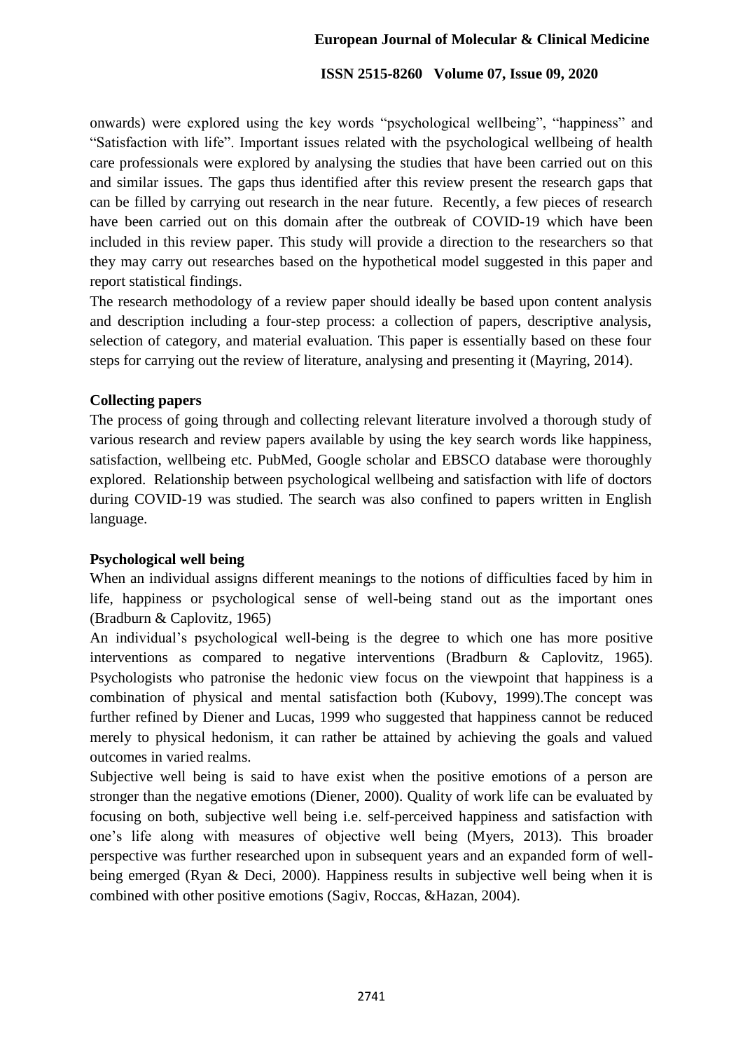onwards) were explored using the key words "psychological wellbeing", "happiness" and "Satisfaction with life". Important issues related with the psychological wellbeing of health care professionals were explored by analysing the studies that have been carried out on this and similar issues. The gaps thus identified after this review present the research gaps that can be filled by carrying out research in the near future. Recently, a few pieces of research have been carried out on this domain after the outbreak of COVID-19 which have been included in this review paper. This study will provide a direction to the researchers so that they may carry out researches based on the hypothetical model suggested in this paper and report statistical findings.

The research methodology of a review paper should ideally be based upon content analysis and description including a four-step process: a collection of papers, descriptive analysis, selection of category, and material evaluation. This paper is essentially based on these four steps for carrying out the review of literature, analysing and presenting it (Mayring, 2014).

**Collecting papers**

The process of going through and collecting relevant literature involved a thorough study of various research and review papers available by using the key search words like happiness, satisfaction, wellbeing etc. PubMed, Google scholar and EBSCO database were thoroughly explored. Relationship between psychological wellbeing and satisfaction with life of doctors during COVID-19 was studied. The search was also confined to papers written in English language.

**Psychological well being**

When an individual assigns different meanings to the notions of difficulties faced by him in life, happiness or psychological sense of well-being stand out as the important ones (Bradburn & Caplovitz, 1965)

An individual's psychological well-being is the degree to which one has more positive interventions as compared to negative interventions (Bradburn & Caplovitz, 1965). Psychologists who patronise the hedonic view focus on the viewpoint that happiness is a combination of physical and mental satisfaction both (Kubovy, 1999).The concept was further refined by Diener and Lucas, 1999 who suggested that happiness cannot be reduced merely to physical hedonism, it can rather be attained by achieving the goals and valued outcomes in varied realms.

Subjective well being is said to have exist when the positive emotions of a person are stronger than the negative emotions (Diener, 2000). Quality of work life can be evaluated by focusing on both, subjective well being i.e. self-perceived happiness and satisfaction with one's life along with measures of objective well being (Myers, 2013). This broader perspective was further researched upon in subsequent years and an expanded form of well-being emerged (Ryan & Deci, 2000). Happiness results in subjective well being when it is combined with other positive emotions (Sagiv, Roccas, &Hazan, 2004).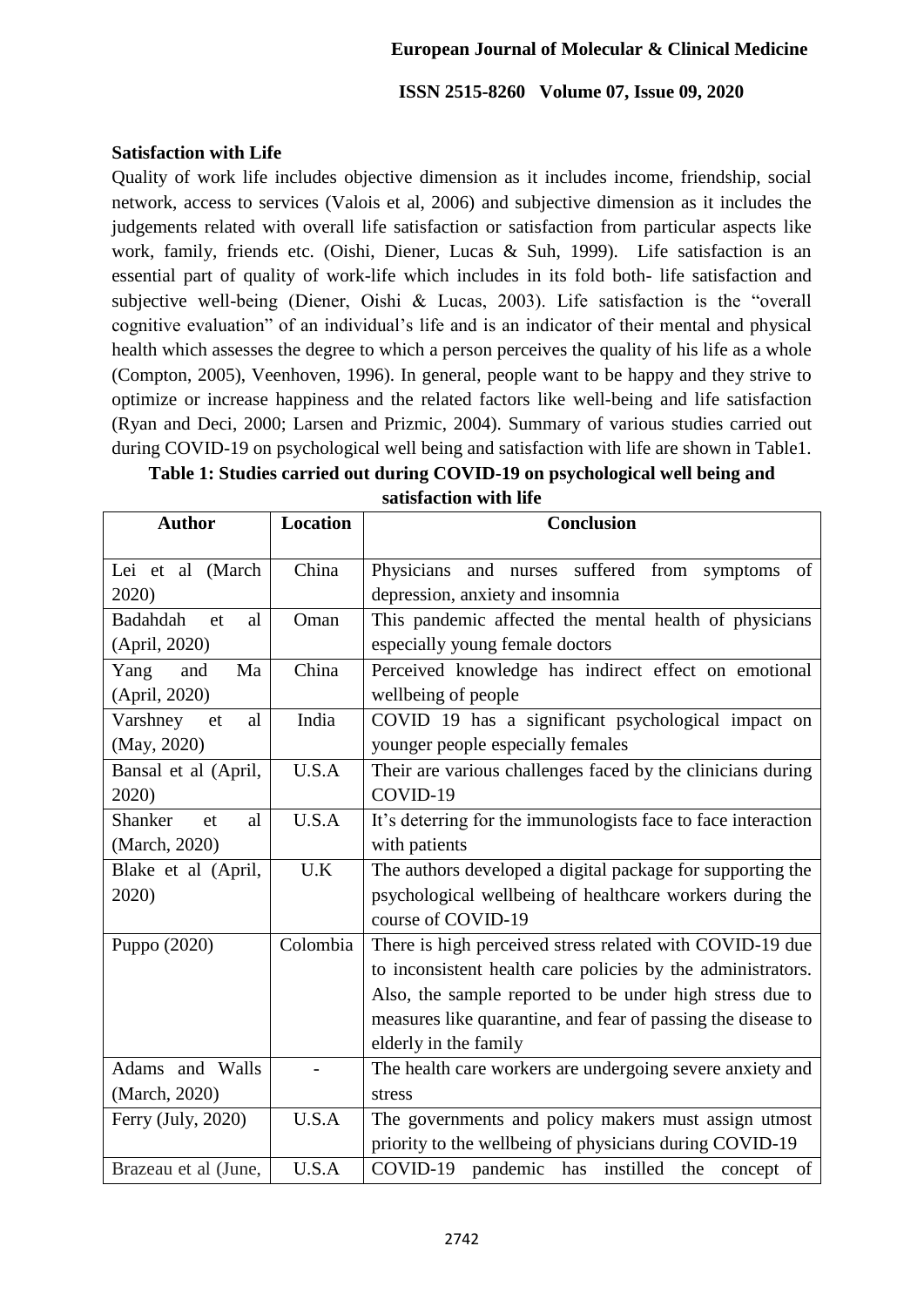**Satisfaction with Life**

Quality of work life includes objective dimension as it includes income, friendship, social network, access to services (Valois et al, 2006) and subjective dimension as it includes the judgements related with overall life satisfaction or satisfaction from particular aspects like work, family, friends etc. (Oishi, Diener, Lucas & Suh, 1999). Life satisfaction is an essential part of quality of work-life which includes in its fold both- life satisfaction and subjective well-being (Diener, Oishi & Lucas, 2003). Life satisfaction is the "overall cognitive evaluation" of an individual's life and is an indicator of their mental and physical health which assesses the degree to which a person perceives the quality of his life as a whole (Compton, 2005), Veenhoven, 1996). In general, people want to be happy and they strive to optimize or increase happiness and the related factors like well-being and life satisfaction (Ryan and Deci, 2000; Larsen and Prizmic, 2004). Summary of various studies carried out during COVID-19 on psychological well being and satisfaction with life are shown in Table1.

**Table 1: Studies carried out during COVID-19 on psychological well being and satisfaction with life**

| Author | Location | Conclusion |
|---|---|---|
| Lei et al (March 2020) | China | Physicians and nurses suffered from symptoms of depression, anxiety and insomnia |
| Badahdah et al (April, 2020) | Oman | This pandemic affected the mental health of physicians especially young female doctors |
| Yang and Ma (April, 2020) | China | Perceived knowledge has indirect effect on emotional wellbeing of people |
| Varshney et al (May, 2020) | India | COVID 19 has a significant psychological impact on younger people especially females |
| Bansal et al (April, 2020) | U.S.A | Their are various challenges faced by the clinicians during COVID-19 |
| Shanker et al (March, 2020) | U.S.A | It's deterring for the immunologists face to face interaction with patients |
| Blake et al (April, 2020) | U.K | The authors developed a digital package for supporting the psychological wellbeing of healthcare workers during the course of COVID-19 |
| Puppo (2020) | Colombia | There is high perceived stress related with COVID-19 due to inconsistent health care policies by the administrators. Also, the sample reported to be under high stress due to measures like quarantine, and fear of passing the disease to elderly in the family |
| Adams and Walls (March, 2020) | - | The health care workers are undergoing severe anxiety and stress |
| Ferry (July, 2020) | U.S.A | The governments and policy makers must assign utmost priority to the wellbeing of physicians during COVID-19 |
| Brazeau et al (June, | U.S.A | COVID-19 pandemic has instilled the concept of |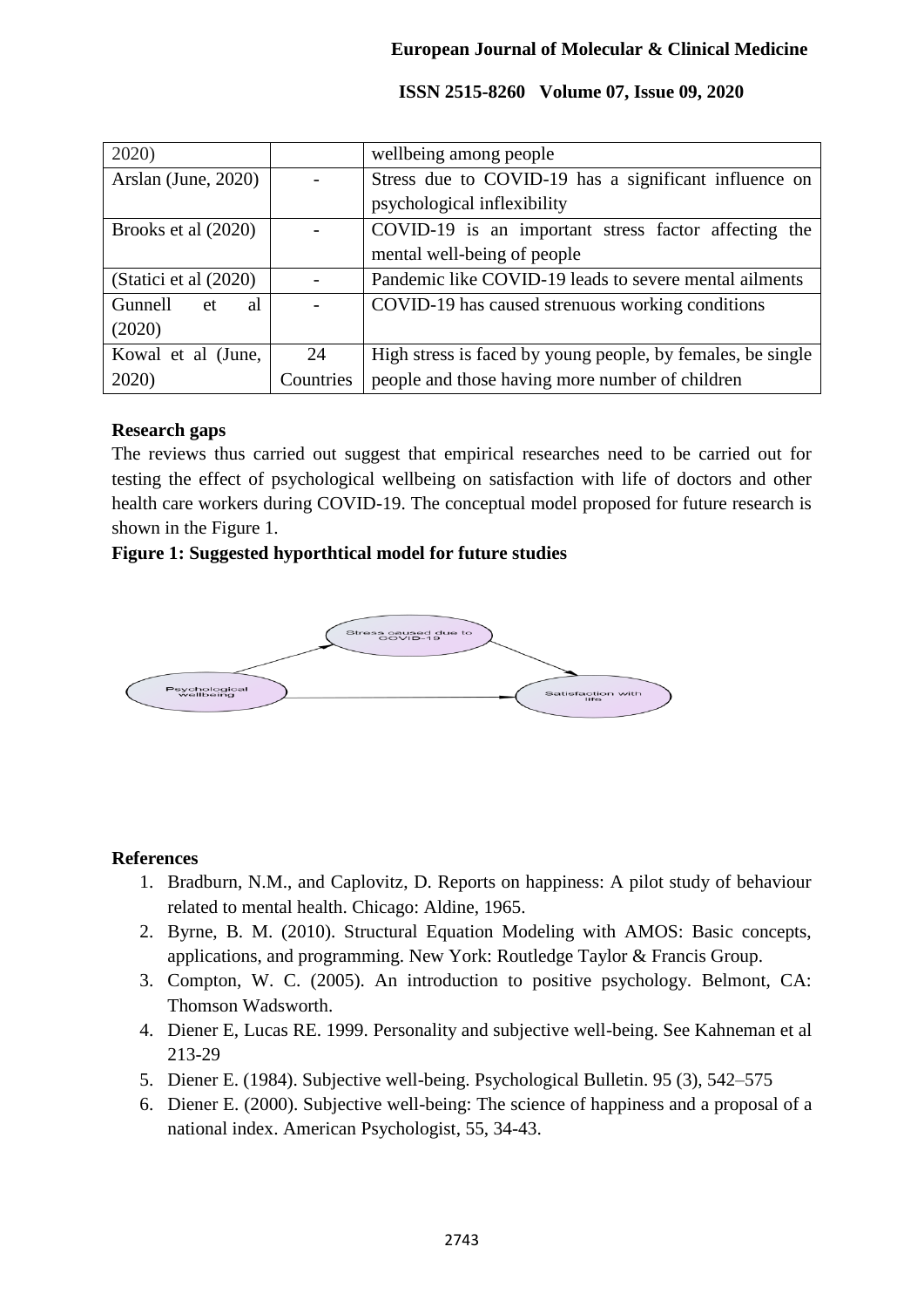| 2020) | | wellbeing among people |
| --- | --- | --- |
| Arslan (June, 2020) | - | Stress due to COVID-19 has a significant influence on psychological inflexibility |
| Brooks et al (2020) | - | COVID-19 is an important stress factor affecting the mental well-being of people |
| (Statici et al (2020) | - | Pandemic like COVID-19 leads to severe mental ailments |
| Gunnell et al (2020) | - | COVID-19 has caused strenuous working conditions |
| Kowal et al (June, 2020) | 24 Countries | High stress is faced by young people, by females, be single people and those having more number of children |

**Research gaps**

The reviews thus carried out suggest that empirical researches need to be carried out for testing the effect of psychological wellbeing on satisfaction with life of doctors and other health care workers during COVID-19. The conceptual model proposed for future research is shown in the Figure 1.

**Figure 1: Suggested hyporthtical model for future studies**

Stress caused due to COVID-19

Psychological wellbeing

Satisfaction with life

**References**

1. Bradburn, N.M., and Caplovitz, D. Reports on happiness: A pilot study of behaviour related to mental health. Chicago: Aldine, 1965.
2. Byrne, B. M. (2010). Structural Equation Modeling with AMOS: Basic concepts, applications, and programming. New York: Routledge Taylor & Francis Group.
3. Compton, W. C. (2005). An introduction to positive psychology. Belmont, CA: Thomson Wadsworth.
4. Diener E, Lucas RE. 1999. Personality and subjective well-being. See Kahneman et al 213-29
5. Diener E. (1984). Subjective well-being. Psychological Bulletin. 95 (3), 542–575
6. Diener E. (2000). Subjective well-being: The science of happiness and a proposal of a national index. American Psychologist, 55, 34-43.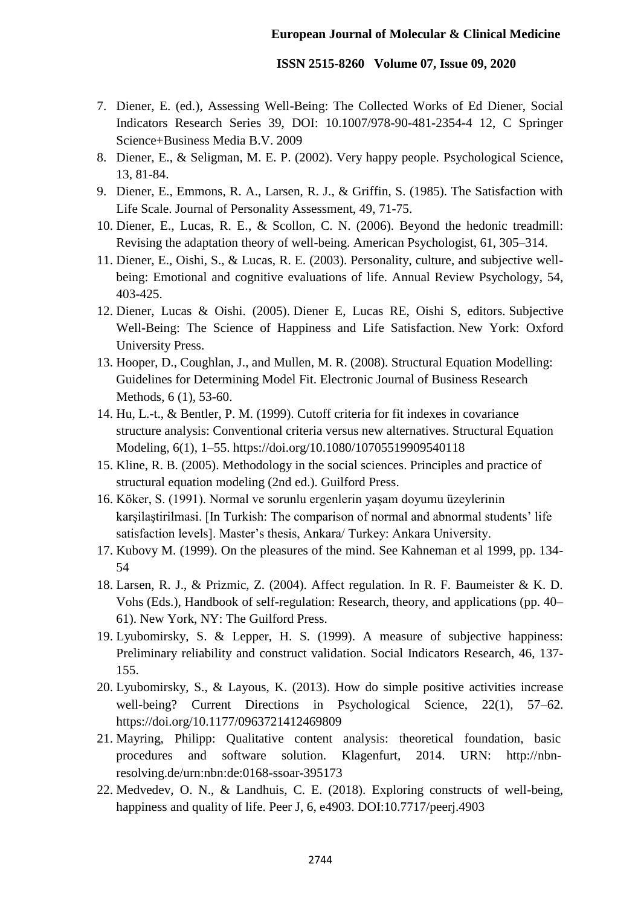7. Diener, E. (ed.), Assessing Well-Being: The Collected Works of Ed Diener, Social Indicators Research Series 39, DOI: 10.1007/978-90-481-2354-4 12, C Springer Science+Business Media B.V. 2009
8. Diener, E., & Seligman, M. E. P. (2002). Very happy people. Psychological Science, 13, 81-84.
9. Diener, E., Emmons, R. A., Larsen, R. J., & Griffin, S. (1985). The Satisfaction with Life Scale. Journal of Personality Assessment, 49, 71-75.
10. Diener, E., Lucas, R. E., & Scollon, C. N. (2006). Beyond the hedonic treadmill: Revising the adaptation theory of well-being. American Psychologist, 61, 305–314.
11. Diener, E., Oishi, S., & Lucas, R. E. (2003). Personality, culture, and subjective well-being: Emotional and cognitive evaluations of life. Annual Review Psychology, 54, 403-425.
12. Diener, Lucas & Oishi. (2005). Diener E, Lucas RE, Oishi S, editors. Subjective Well-Being: The Science of Happiness and Life Satisfaction. New York: Oxford University Press.
13. Hooper, D., Coughlan, J., and Mullen, M. R. (2008). Structural Equation Modelling: Guidelines for Determining Model Fit. Electronic Journal of Business Research Methods, 6 (1), 53-60.
14. Hu, L.-t., & Bentler, P. M. (1999). Cutoff criteria for fit indexes in covariance structure analysis: Conventional criteria versus new alternatives. Structural Equation Modeling, 6(1), 1–55. https://doi.org/10.1080/10705519909540118
15. Kline, R. B. (2005). Methodology in the social sciences. Principles and practice of structural equation modeling (2nd ed.). Guilford Press.
16. Köker, S. (1991). Normal ve sorunlu ergenlerin yaşam doyumu üzeylerinin karşilaştirilmasi. [In Turkish: The comparison of normal and abnormal students' life satisfaction levels]. Master's thesis, Ankara/ Turkey: Ankara University.
17. Kubovy M. (1999). On the pleasures of the mind. See Kahneman et al 1999, pp. 134-54
18. Larsen, R. J., & Prizmic, Z. (2004). Affect regulation. In R. F. Baumeister & K. D. Vohs (Eds.), Handbook of self-regulation: Research, theory, and applications (pp. 40–61). New York, NY: The Guilford Press.
19. Lyubomirsky, S. & Lepper, H. S. (1999). A measure of subjective happiness: Preliminary reliability and construct validation. Social Indicators Research, 46, 137-155.
20. Lyubomirsky, S., & Layous, K. (2013). How do simple positive activities increase well-being? Current Directions in Psychological Science, 22(1), 57–62. https://doi.org/10.1177/0963721412469809
21. Mayring, Philipp: Qualitative content analysis: theoretical foundation, basic procedures and software solution. Klagenfurt, 2014. URN: http://nbn-resolving.de/urn:nbn:de:0168-ssoar-395173
22. Medvedev, O. N., & Landhuis, C. E. (2018). Exploring constructs of well-being, happiness and quality of life. Peer J, 6, e4903. DOI:10.7717/peerj.4903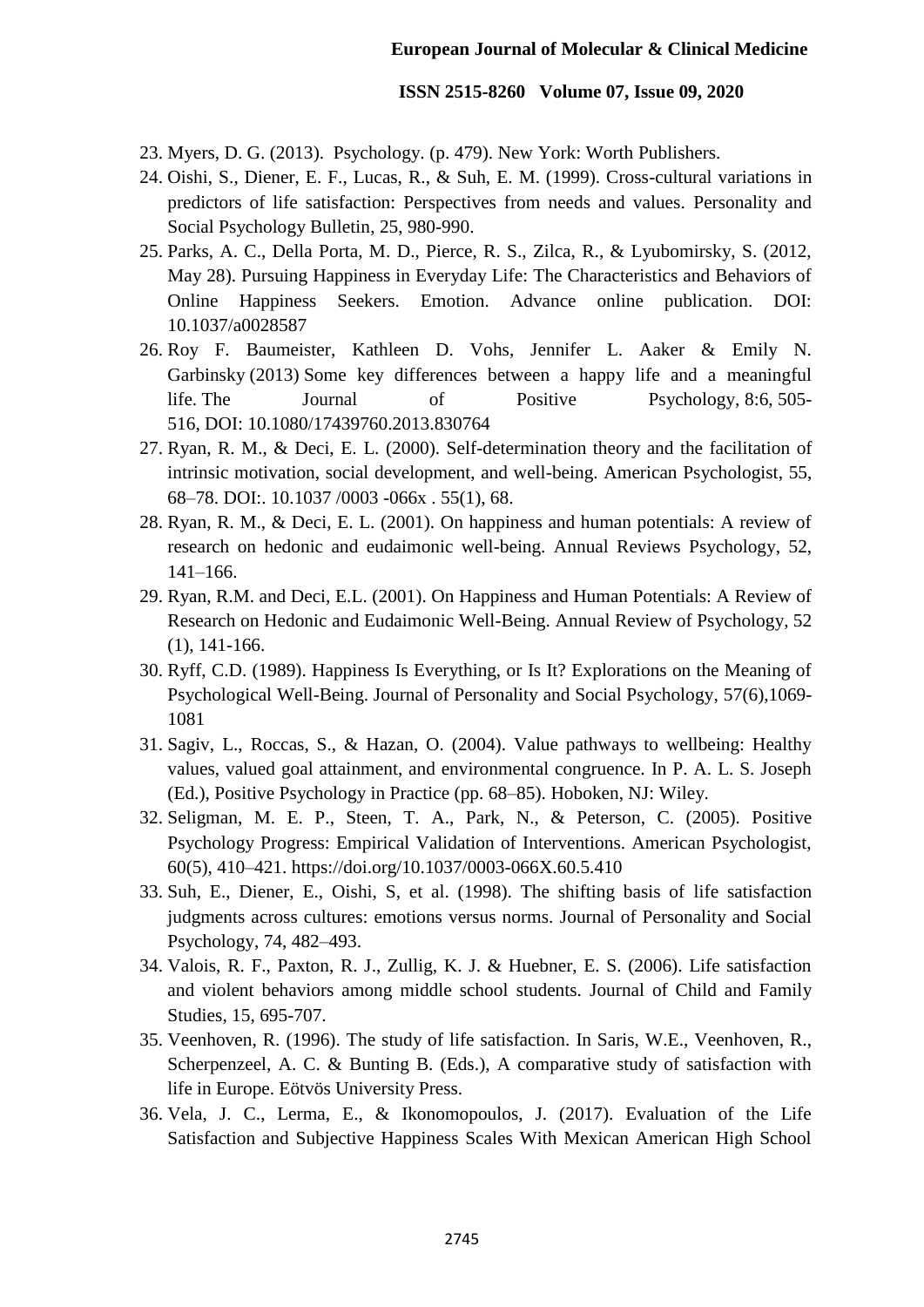23. Myers, D. G. (2013). Psychology. (p. 479). New York: Worth Publishers.
24. Oishi, S., Diener, E. F., Lucas, R., & Suh, E. M. (1999). Cross-cultural variations in predictors of life satisfaction: Perspectives from needs and values. Personality and Social Psychology Bulletin, 25, 980-990.
25. Parks, A. C., Della Porta, M. D., Pierce, R. S., Zilca, R., & Lyubomirsky, S. (2012, May 28). Pursuing Happiness in Everyday Life: The Characteristics and Behaviors of Online Happiness Seekers. Emotion. Advance online publication. DOI: 10.1037/a0028587
26. Roy F. Baumeister, Kathleen D. Vohs, Jennifer L. Aaker & Emily N. Garbinsky (2013) Some key differences between a happy life and a meaningful life. The Journal of Positive Psychology, 8:6, 505-516, DOI: 10.1080/17439760.2013.830764
27. Ryan, R. M., & Deci, E. L. (2000). Self-determination theory and the facilitation of intrinsic motivation, social development, and well-being. American Psychologist, 55, 68–78. DOI:. 10.1037 /0003 -066x . 55(1), 68.
28. Ryan, R. M., & Deci, E. L. (2001). On happiness and human potentials: A review of research on hedonic and eudaimonic well-being. Annual Reviews Psychology, 52, 141–166.
29. Ryan, R.M. and Deci, E.L. (2001). On Happiness and Human Potentials: A Review of Research on Hedonic and Eudaimonic Well-Being. Annual Review of Psychology, 52 (1), 141-166.
30. Ryff, C.D. (1989). Happiness Is Everything, or Is It? Explorations on the Meaning of Psychological Well-Being. Journal of Personality and Social Psychology, 57(6),1069-1081
31. Sagiv, L., Roccas, S., & Hazan, O. (2004). Value pathways to wellbeing: Healthy values, valued goal attainment, and environmental congruence. In P. A. L. S. Joseph (Ed.), Positive Psychology in Practice (pp. 68–85). Hoboken, NJ: Wiley.
32. Seligman, M. E. P., Steen, T. A., Park, N., & Peterson, C. (2005). Positive Psychology Progress: Empirical Validation of Interventions. American Psychologist, 60(5), 410–421. https://doi.org/10.1037/0003-066X.60.5.410
33. Suh, E., Diener, E., Oishi, S, et al. (1998). The shifting basis of life satisfaction judgments across cultures: emotions versus norms. Journal of Personality and Social Psychology, 74, 482–493.
34. Valois, R. F., Paxton, R. J., Zullig, K. J. & Huebner, E. S. (2006). Life satisfaction and violent behaviors among middle school students. Journal of Child and Family Studies, 15, 695-707.
35. Veenhoven, R. (1996). The study of life satisfaction. In Saris, W.E., Veenhoven, R., Scherpenzeel, A. C. & Bunting B. (Eds.), A comparative study of satisfaction with life in Europe. Eötvös University Press.
36. Vela, J. C., Lerma, E., & Ikonomopoulos, J. (2017). Evaluation of the Life Satisfaction and Subjective Happiness Scales With Mexican American High School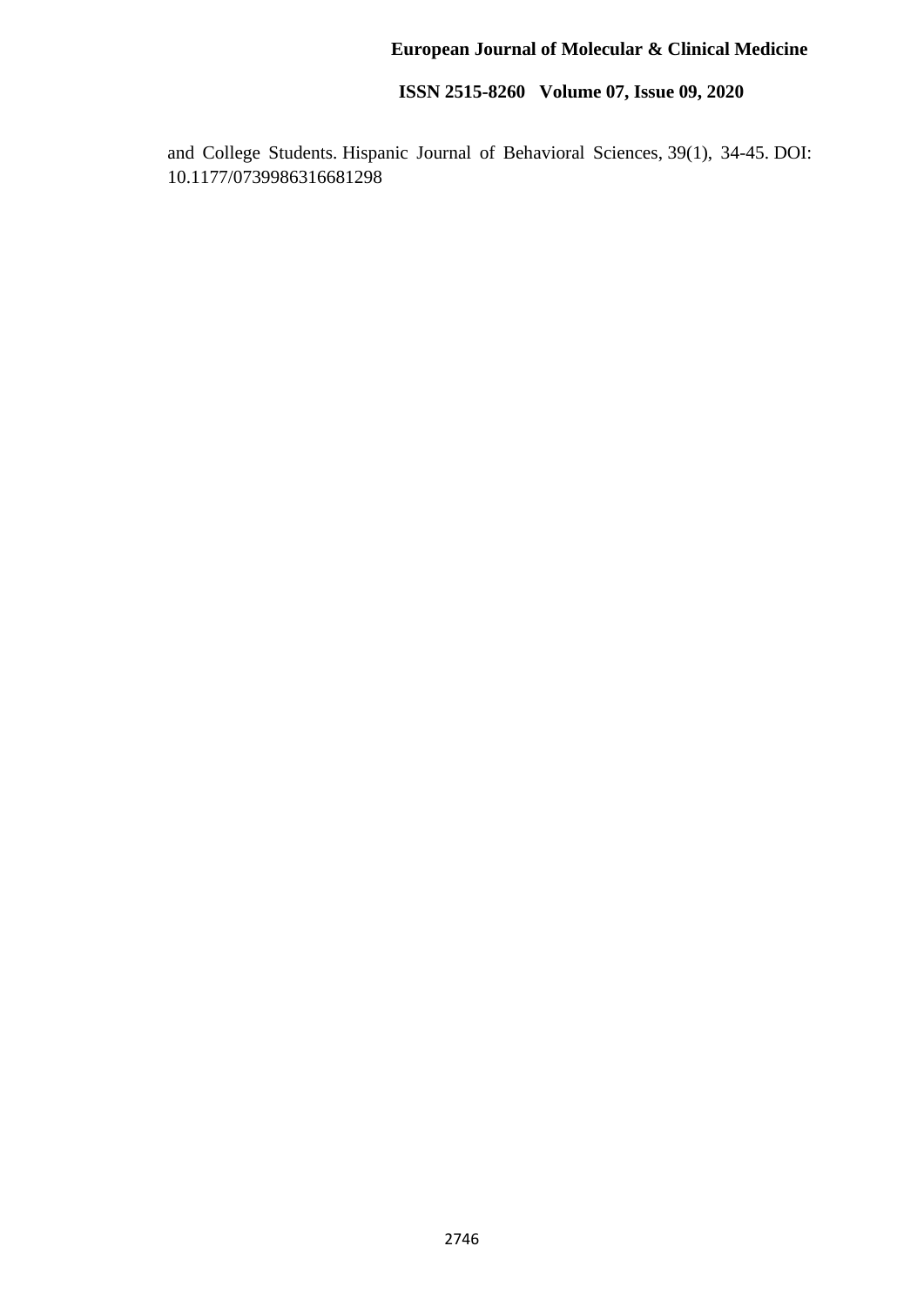and College Students. Hispanic Journal of Behavioral Sciences, 39(1), 34-45. DOI: 10.1177/0739986316681298